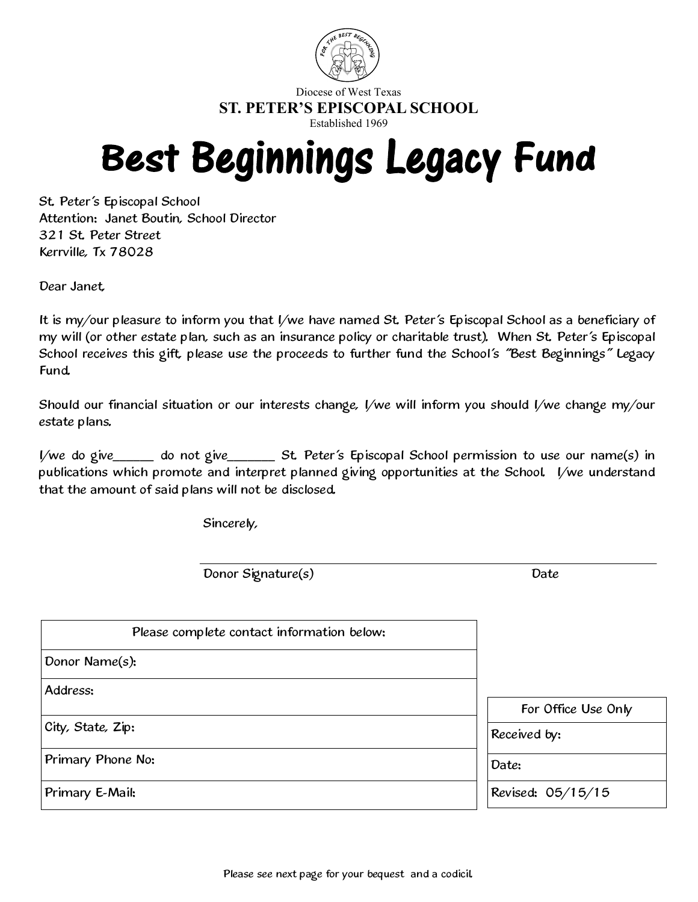Diocese of West Texas

**ST. PETER'S EPISCOPAL SCHOOL**

Established 1969

# Best Beginnings Legacy Fund

St. Peter's Episcopal School
Attention: Janet Boutin, School Director
321 St. Peter Street
Kerrville, Tx 78028

Dear Janet,

It is my/our pleasure to inform you that I/we have named St. Peter's Episcopal School as a beneficiary of my will (or other estate plan, such as an insurance policy or charitable trust). When St. Peter's Episcopal School receives this gift, please use the proceeds to further fund the School's "Best Beginnings" Legacy Fund.

Should our financial situation or our interests change, I/we will inform you should I/we change my/our estate plans.

I/we do give______ do not give_______ St. Peter's Episcopal School permission to use our name(s) in publications which promote and interpret planned giving opportunities at the School. I/we understand that the amount of said plans will not be disclosed.

Sincerely,

_______________________________________________

Donor Signature(s) Date

| Please complete contact information below: |
|---|
| Donor Name(s): |
| Address: |
| City, State, Zip: |
| Primary Phone No: |
| Primary E-Mail: |

| For Office Use Only |
|---|
| Received by: |
| Date: |
| Revised: 05/15/15 |

Please see next page for your bequest and a codicil.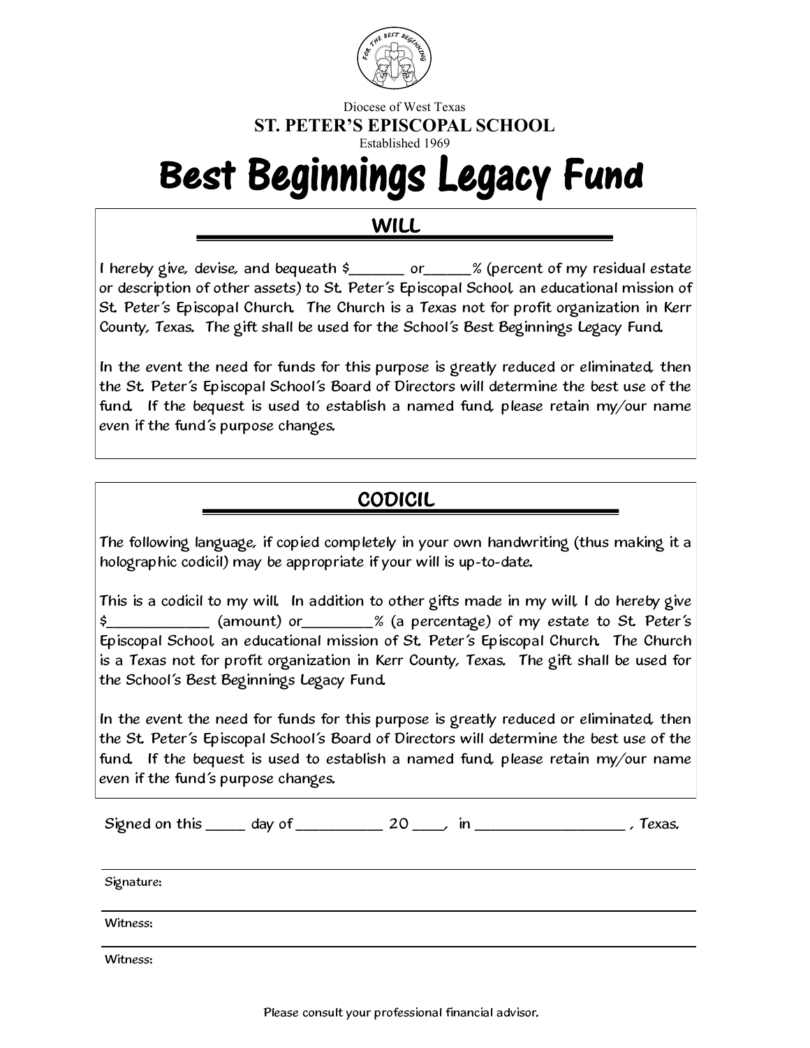Diocese of West Texas

**ST. PETER'S EPISCOPAL SCHOOL**

Established 1969

# Best Beginnings Legacy Fund

## WILL

I hereby give, devise, and bequeath $_______ or______% (percent of my residual estate or description of other assets) to St. Peter's Episcopal School, an educational mission of St. Peter's Episcopal Church. The Church is a Texas not for profit organization in Kerr County, Texas. The gift shall be used for the School's Best Beginnings Legacy Fund.

In the event the need for funds for this purpose is greatly reduced or eliminated, then the St. Peter's Episcopal School's Board of Directors will determine the best use of the fund. If the bequest is used to establish a named fund, please retain my/our name even if the fund's purpose changes.

## CODICIL

The following language, if copied completely in your own handwriting (thus making it a holographic codicil) may be appropriate if your will is up-to-date.

This is a codicil to my will. In addition to other gifts made in my will, I do hereby give $_____________ (amount) or_________% (a percentage) of my estate to St. Peter's Episcopal School, an educational mission of St. Peter's Episcopal Church. The Church is a Texas not for profit organization in Kerr County, Texas. The gift shall be used for the School's Best Beginnings Legacy Fund.

In the event the need for funds for this purpose is greatly reduced or eliminated, then the St. Peter's Episcopal School's Board of Directors will determine the best use of the fund. If the bequest is used to establish a named fund, please retain my/our name even if the fund's purpose changes.

Signed on this _____ day of ___________ 20 ____, in ___________________ , Texas.

Signature:

Witness:

Witness:

Please consult your professional financial advisor.